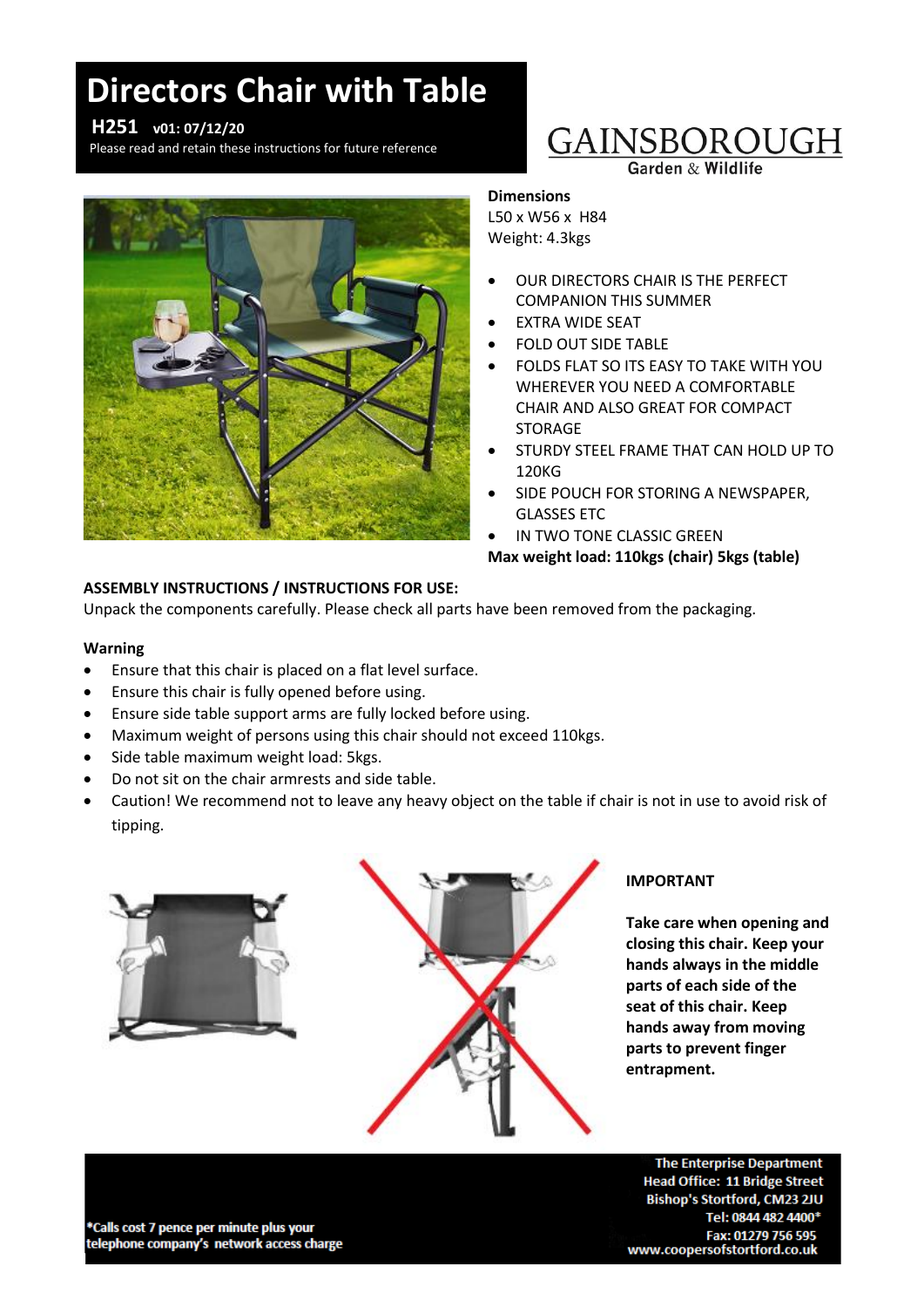# Directors Chair with Table

**H251 v01: 07/12/20**

Please read and retain these instructions for future reference

GAINSBOROUGH
Garden & Wildlife

**Dimensions**
L50 x W56 x H84
Weight: 4.3kgs

- OUR DIRECTORS CHAIR IS THE PERFECT COMPANION THIS SUMMER
- EXTRA WIDE SEAT
- FOLD OUT SIDE TABLE
- FOLDS FLAT SO ITS EASY TO TAKE WITH YOU WHEREVER YOU NEED A COMFORTABLE CHAIR AND ALSO GREAT FOR COMPACT STORAGE
- STURDY STEEL FRAME THAT CAN HOLD UP TO 120KG
- SIDE POUCH FOR STORING A NEWSPAPER, GLASSES ETC
- IN TWO TONE CLASSIC GREEN

**Max weight load: 110kgs (chair) 5kgs (table)**

**ASSEMBLY INSTRUCTIONS / INSTRUCTIONS FOR USE:**

Unpack the components carefully. Please check all parts have been removed from the packaging.

**Warning**

- Ensure that this chair is placed on a flat level surface.
- Ensure this chair is fully opened before using.
- Ensure side table support arms are fully locked before using.
- Maximum weight of persons using this chair should not exceed 110kgs.
- Side table maximum weight load: 5kgs.
- Do not sit on the chair armrests and side table.
- Caution! We recommend not to leave any heavy object on the table if chair is not in use to avoid risk of tipping.

**IMPORTANT**

**Take care when opening and closing this chair. Keep your hands always in the middle parts of each side of the seat of this chair. Keep hands away from moving parts to prevent finger entrapment.**

*Calls cost 7 pence per minute plus your telephone company's network access charge

The Enterprise Department
Head Office: 11 Bridge Street
Bishop's Stortford, CM23 2JU
Tel: 0844 482 4400*
Fax: 01279 756 595
www.coopersofstortford.co.uk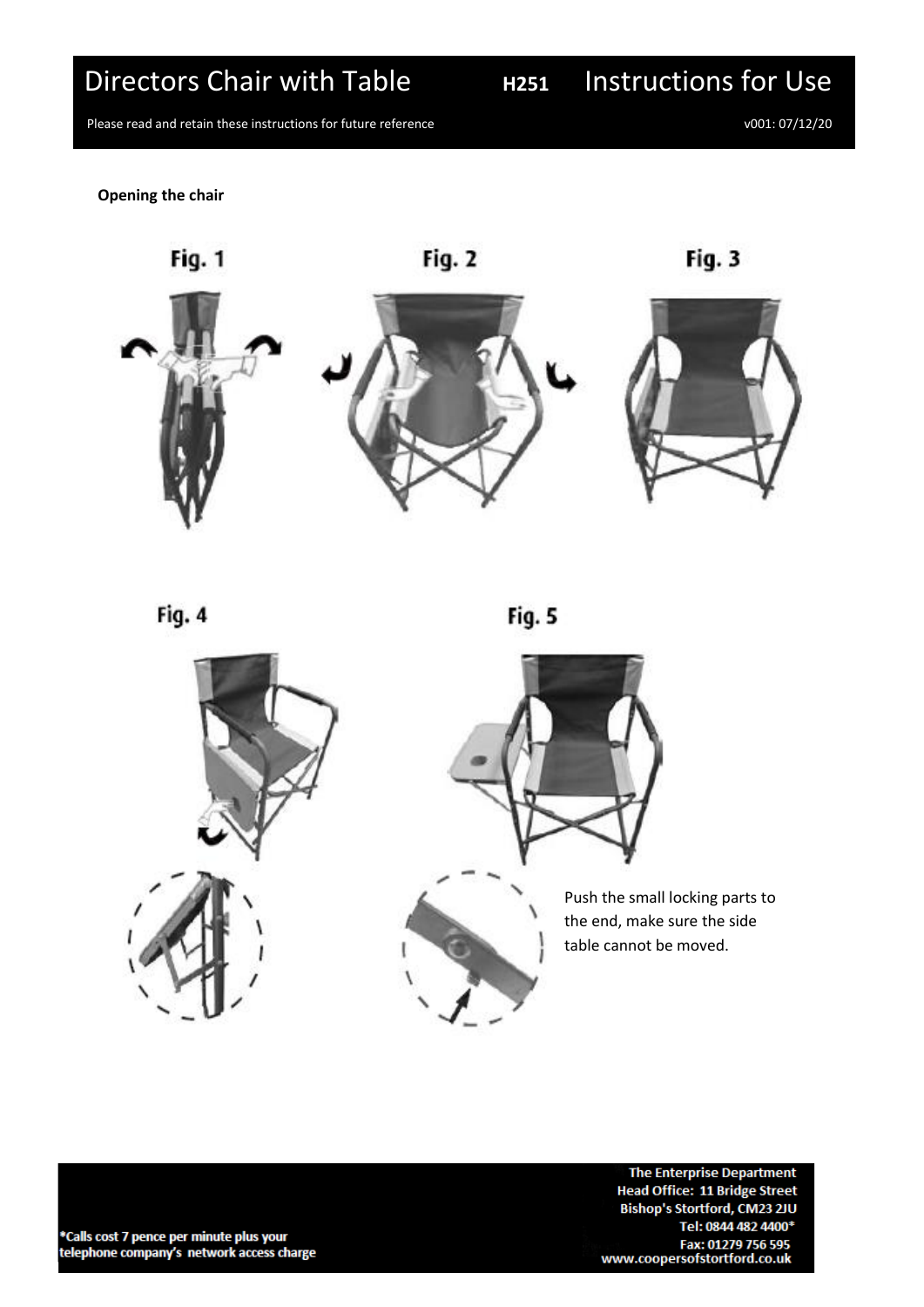# Directors Chair with Table **H251** Instructions for Use

Please read and retain these instructions for future reference

v001: 07/12/20

**Opening the chair**

Fig. 1

Fig. 2

Fig. 3

Fig. 4

Fig. 5

Push the small locking parts to the end, make sure the side table cannot be moved.

The Enterprise Department
Head Office: 11 Bridge Street
Bishop's Stortford, CM23 2JU
Tel: 0844 482 4400*
Fax: 01279 756 595
www.coopersofstortford.co.uk

*Calls cost 7 pence per minute plus your telephone company's network access charge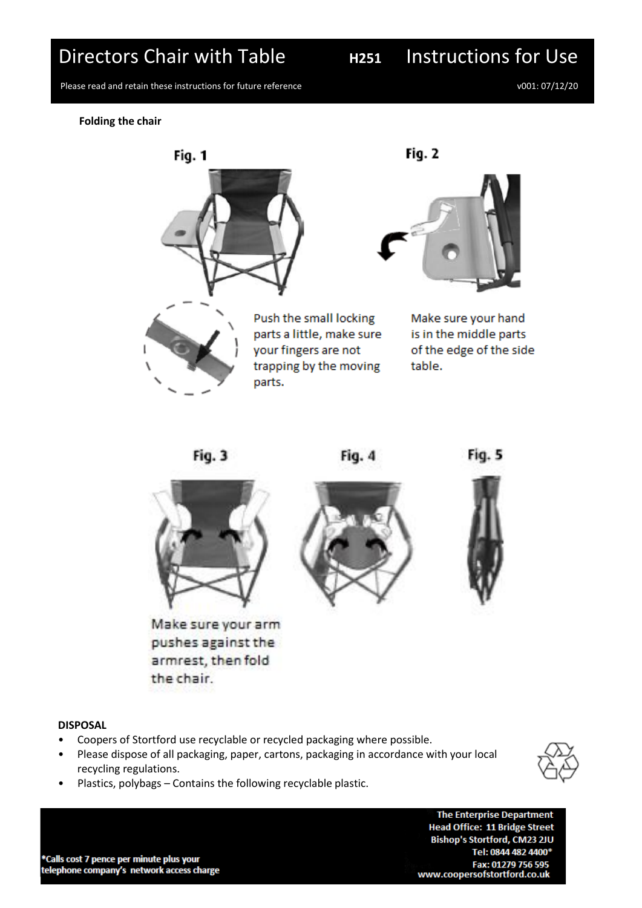# Directors Chair with Table **H251** Instructions for Use

Please read and retain these instructions for future reference

v001: 07/12/20

**Folding the chair**

Fig. 1

Fig. 2

Push the small locking parts a little, make sure your fingers are not trapping by the moving parts.

Make sure your hand is in the middle parts of the edge of the side table.

Fig. 3

Fig. 4

Fig. 5

Make sure your arm pushes against the armrest, then fold the chair.

**DISPOSAL**

- Coopers of Stortford use recyclable or recycled packaging where possible.
- Please dispose of all packaging, paper, cartons, packaging in accordance with your local recycling regulations.
- Plastics, polybags – Contains the following recyclable plastic.

*Calls cost 7 pence per minute plus your telephone company's network access charge

The Enterprise Department
Head Office: 11 Bridge Street
Bishop's Stortford, CM23 2JU
Tel: 0844 482 4400*
Fax: 01279 756 595
www.coopersofstortford.co.uk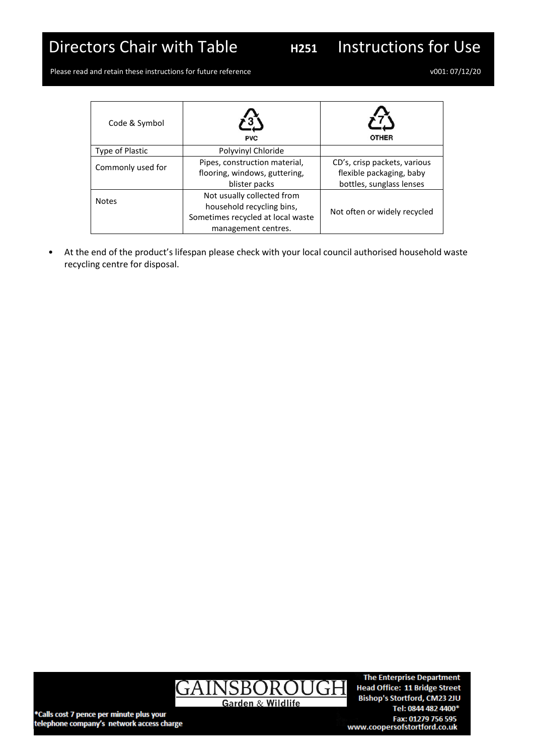| Code & Symbol | 3 PVC | 7 OTHER |
| --- | --- | --- |
| Type of Plastic | Polyvinyl Chloride | |
| Commonly used for | Pipes, construction material, flooring, windows, guttering, blister packs | CD's, crisp packets, various flexible packaging, baby bottles, sunglass lenses |
| Notes | Not usually collected from household recycling bins, Sometimes recycled at local waste management centres. | Not often or widely recycled |

- At the end of the product's lifespan please check with your local council authorised household waste recycling centre for disposal.

GAINSBOROUGH Garden & Wildlife

The Enterprise Department
Head Office: 11 Bridge Street
Bishop's Stortford, CM23 2JU
Tel: 0844 482 4400*
Fax: 01279 756 595
www.coopersofstortford.co.uk

*Calls cost 7 pence per minute plus your telephone company's network access charge